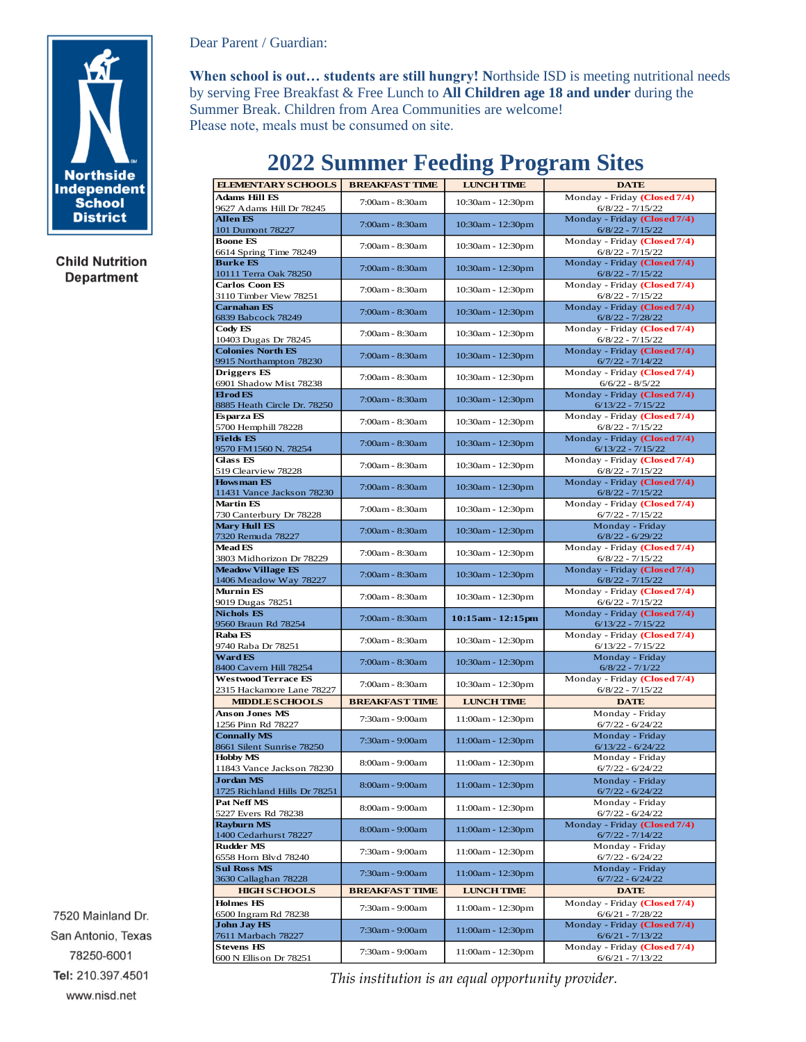Northside Independent School District

Child Nutrition Department

Dear Parent / Guardian:

**When school is out… students are still hungry! N**orthside ISD is meeting nutritional needs by serving Free Breakfast & Free Lunch to **All Children age 18 and under** during the Summer Break. Children from Area Communities are welcome!
Please note, meals must be consumed on site.

# 2022 Summer Feeding Program Sites

| ELEMENTARY SCHOOLS | BREAKFAST TIME | LUNCH TIME | DATE |
|---|---|---|---|
| **Adams Hill ES** 9627 Adams Hill Dr 78245 | 7:00am - 8:30am | 10:30am - 12:30pm | Monday - Friday **(Closed 7/4)** 6/8/22 - 7/15/22 |
| **Allen ES** 101 Dumont 78227 | 7:00am - 8:30am | 10:30am - 12:30pm | Monday - Friday **(Closed 7/4)** 6/8/22 - 7/15/22 |
| **Boone ES** 6614 Spring Time 78249 | 7:00am - 8:30am | 10:30am - 12:30pm | Monday - Friday **(Closed 7/4)** 6/8/22 - 7/15/22 |
| **Burke ES** 10111 Terra Oak 78250 | 7:00am - 8:30am | 10:30am - 12:30pm | Monday - Friday **(Closed 7/4)** 6/8/22 - 7/15/22 |
| **Carlos Coon ES** 3110 Timber View 78251 | 7:00am - 8:30am | 10:30am - 12:30pm | Monday - Friday **(Closed 7/4)** 6/8/22 - 7/15/22 |
| **Carnahan ES** 6839 Babcock 78249 | 7:00am - 8:30am | 10:30am - 12:30pm | Monday - Friday **(Closed 7/4)** 6/8/22 - 7/28/22 |
| **Cody ES** 10403 Dugas Dr 78245 | 7:00am - 8:30am | 10:30am - 12:30pm | Monday - Friday **(Closed 7/4)** 6/8/22 - 7/15/22 |
| **Colonies North ES** 9915 Northampton 78230 | 7:00am - 8:30am | 10:30am - 12:30pm | Monday - Friday **(Closed 7/4)** 6/7/22 - 7/14/22 |
| **Driggers ES** 6901 Shadow Mist 78238 | 7:00am - 8:30am | 10:30am - 12:30pm | Monday - Friday **(Closed 7/4)** 6/6/22 - 8/5/22 |
| **Elrod ES** 8885 Heath Circle Dr. 78250 | 7:00am - 8:30am | 10:30am - 12:30pm | Monday - Friday **(Closed 7/4)** 6/13/22 - 7/15/22 |
| **Esparza ES** 5700 Hemphill 78228 | 7:00am - 8:30am | 10:30am - 12:30pm | Monday - Friday **(Closed 7/4)** 6/8/22 - 7/15/22 |
| **Fields ES** 9570 FM 1560 N. 78254 | 7:00am - 8:30am | 10:30am - 12:30pm | Monday - Friday **(Closed 7/4)** 6/13/22 - 7/15/22 |
| **Glass ES** 519 Clearview 78228 | 7:00am - 8:30am | 10:30am - 12:30pm | Monday - Friday **(Closed 7/4)** 6/8/22 - 7/15/22 |
| **Howsman ES** 11431 Vance Jackson 78230 | 7:00am - 8:30am | 10:30am - 12:30pm | Monday - Friday **(Closed 7/4)** 6/8/22 - 7/15/22 |
| **Martin ES** 730 Canterbury Dr 78228 | 7:00am - 8:30am | 10:30am - 12:30pm | Monday - Friday **(Closed 7/4)** 6/7/22 - 7/15/22 |
| **Mary Hull ES** 7320 Remuda 78227 | 7:00am - 8:30am | 10:30am - 12:30pm | Monday - Friday 6/8/22 - 6/29/22 |
| **Mead ES** 3803 Midhorizon Dr 78229 | 7:00am - 8:30am | 10:30am - 12:30pm | Monday - Friday **(Closed 7/4)** 6/8/22 - 7/15/22 |
| **Meadow Village ES** 1406 Meadow Way 78227 | 7:00am - 8:30am | 10:30am - 12:30pm | Monday - Friday **(Closed 7/4)** 6/8/22 - 7/15/22 |
| **Murnin ES** 9019 Dugas 78251 | 7:00am - 8:30am | 10:30am - 12:30pm | Monday - Friday **(Closed 7/4)** 6/6/22 - 7/15/22 |
| **Nichols ES** 9560 Braun Rd 78254 | 7:00am - 8:30am | **10:15am - 12:15pm** | Monday - Friday **(Closed 7/4)** 6/13/22 - 7/15/22 |
| **Raba ES** 9740 Raba Dr 78251 | 7:00am - 8:30am | 10:30am - 12:30pm | Monday - Friday **(Closed 7/4)** 6/13/22 - 7/15/22 |
| **Ward ES** 8400 Cavern Hill 78254 | 7:00am - 8:30am | 10:30am - 12:30pm | Monday - Friday 6/8/22 - 7/1/22 |
| **Westwood Terrace ES** 2315 Hackamore Lane 78227 | 7:00am - 8:30am | 10:30am - 12:30pm | Monday - Friday **(Closed 7/4)** 6/8/22 - 7/15/22 |
| **MIDDLE SCHOOLS** | **BREAKFAST TIME** | **LUNCH TIME** | **DATE** |
| **Anson Jones MS** 1256 Pinn Rd 78227 | 7:30am - 9:00am | 11:00am - 12:30pm | Monday - Friday 6/7/22 - 6/24/22 |
| **Connally MS** 8661 Silent Sunrise 78250 | 7:30am - 9:00am | 11:00am - 12:30pm | Monday - Friday 6/13/22 - 6/24/22 |
| **Hobby MS** 11843 Vance Jackson 78230 | 8:00am - 9:00am | 11:00am - 12:30pm | Monday - Friday 6/7/22 - 6/24/22 |
| **Jordan MS** 1725 Richland Hills Dr 78251 | 8:00am - 9:00am | 11:00am - 12:30pm | Monday - Friday 6/7/22 - 6/24/22 |
| **Pat Neff MS** 5227 Evers Rd 78238 | 8:00am - 9:00am | 11:00am - 12:30pm | Monday - Friday 6/7/22 - 6/24/22 |
| **Rayburn MS** 1400 Cedarhurst 78227 | 8:00am - 9:00am | 11:00am - 12:30pm | Monday - Friday **(Closed 7/4)** 6/7/22 - 7/14/22 |
| **Rudder MS** 6558 Horn Blvd 78240 | 7:30am - 9:00am | 11:00am - 12:30pm | Monday - Friday 6/7/22 - 6/24/22 |
| **Sul Ross MS** 3630 Callaghan 78228 | 7:30am - 9:00am | 11:00am - 12:30pm | Monday - Friday 6/7/22 - 6/24/22 |
| **HIGH SCHOOLS** | **BREAKFAST TIME** | **LUNCH TIME** | **DATE** |
| **Holmes HS** 6500 Ingram Rd 78238 | 7:30am - 9:00am | 11:00am - 12:30pm | Monday - Friday **(Closed 7/4)** 6/6/21 - 7/28/22 |
| **John Jay HS** 7611 Marbach 78227 | 7:30am - 9:00am | 11:00am - 12:30pm | Monday - Friday **(Closed 7/4)** 6/6/21 - 7/13/22 |
| **Stevens HS** 600 N Ellison Dr 78251 | 7:30am - 9:00am | 11:00am - 12:30pm | Monday - Friday **(Closed 7/4)** 6/6/21 - 7/13/22 |

*This institution is an equal opportunity provider.*

7520 Mainland Dr.
San Antonio, Texas
78250-6001
**Tel:** 210.397.4501
www.nisd.net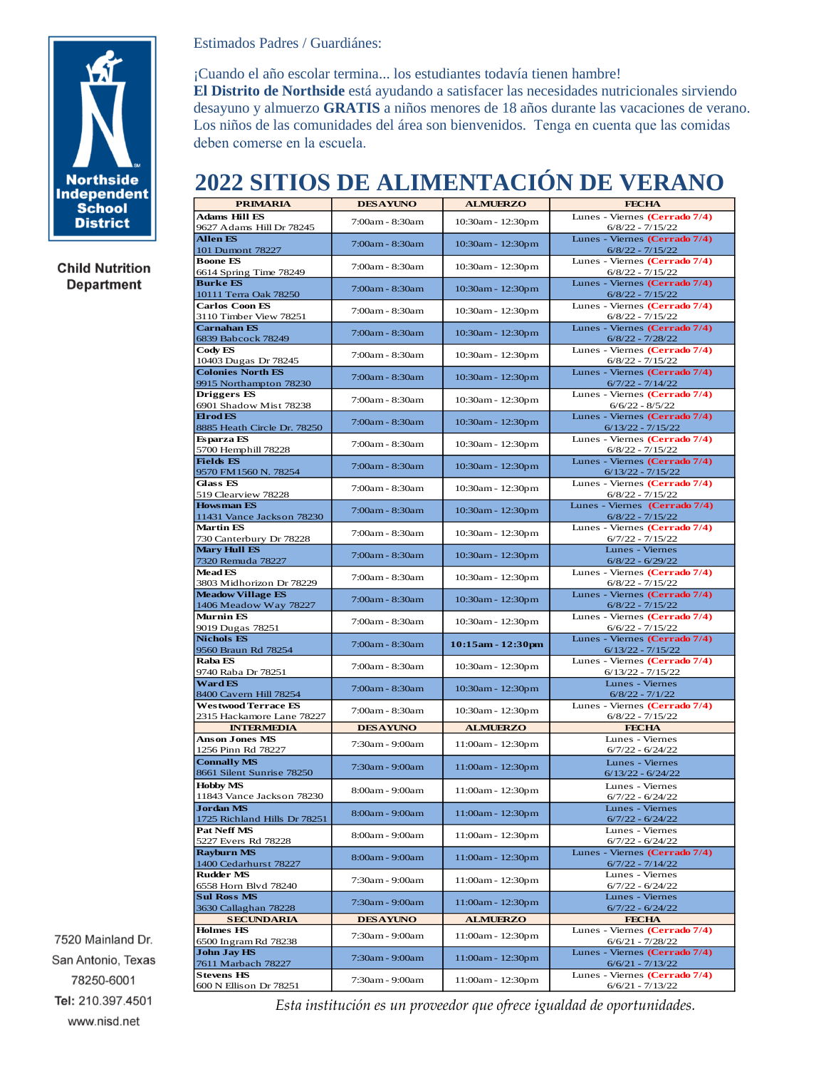Northside Independent School District

Child Nutrition Department

Estimados Padres / Guardiánes:

¡Cuando el año escolar termina... los estudiantes todavía tienen hambre!
**El Distrito de Northside** está ayudando a satisfacer las necesidades nutricionales sirviendo desayuno y almuerzo **GRATIS** a niños menores de 18 años durante las vacaciones de verano. Los niños de las comunidades del área son bienvenidos. Tenga en cuenta que las comidas deben comerse en la escuela.

# 2022 SITIOS DE ALIMENTACIÓN DE VERANO

| PRIMARIA | DESAYUNO | ALMUERZO | FECHA |
|---|---|---|---|
| **Adams Hill ES** 9627 Adams Hill Dr 78245 | 7:00am - 8:30am | 10:30am - 12:30pm | Lunes - Viernes (Cerrado 7/4) 6/8/22 - 7/15/22 |
| **Allen ES** 101 Dumont 78227 | 7:00am - 8:30am | 10:30am - 12:30pm | Lunes - Viernes (Cerrado 7/4) 6/8/22 - 7/15/22 |
| **Boone ES** 6614 Spring Time 78249 | 7:00am - 8:30am | 10:30am - 12:30pm | Lunes - Viernes (Cerrado 7/4) 6/8/22 - 7/15/22 |
| **Burke ES** 10111 Terra Oak 78250 | 7:00am - 8:30am | 10:30am - 12:30pm | Lunes - Viernes (Cerrado 7/4) 6/8/22 - 7/15/22 |
| **Carlos Coon ES** 3110 Timber View 78251 | 7:00am - 8:30am | 10:30am - 12:30pm | Lunes - Viernes (Cerrado 7/4) 6/8/22 - 7/15/22 |
| **Carnahan ES** 6839 Babcock 78249 | 7:00am - 8:30am | 10:30am - 12:30pm | Lunes - Viernes (Cerrado 7/4) 6/8/22 - 7/28/22 |
| **Cody ES** 10403 Dugas Dr 78245 | 7:00am - 8:30am | 10:30am - 12:30pm | Lunes - Viernes (Cerrado 7/4) 6/8/22 - 7/15/22 |
| **Colonies North ES** 9915 Northampton 78230 | 7:00am - 8:30am | 10:30am - 12:30pm | Lunes - Viernes (Cerrado 7/4) 6/7/22 - 7/14/22 |
| **Driggers ES** 6901 Shadow Mist 78238 | 7:00am - 8:30am | 10:30am - 12:30pm | Lunes - Viernes (Cerrado 7/4) 6/6/22 - 8/5/22 |
| **Elrod ES** 8885 Heath Circle Dr. 78250 | 7:00am - 8:30am | 10:30am - 12:30pm | Lunes - Viernes (Cerrado 7/4) 6/13/22 - 7/15/22 |
| **Esparza ES** 5700 Hemphill 78228 | 7:00am - 8:30am | 10:30am - 12:30pm | Lunes - Viernes (Cerrado 7/4) 6/8/22 - 7/15/22 |
| **Fields ES** 9570 FM1560 N. 78254 | 7:00am - 8:30am | 10:30am - 12:30pm | Lunes - Viernes (Cerrado 7/4) 6/13/22 - 7/15/22 |
| **Glass ES** 519 Clearview 78228 | 7:00am - 8:30am | 10:30am - 12:30pm | Lunes - Viernes (Cerrado 7/4) 6/8/22 - 7/15/22 |
| **Howsman ES** 11431 Vance Jackson 78230 | 7:00am - 8:30am | 10:30am - 12:30pm | Lunes - Viernes (Cerrado 7/4) 6/8/22 - 7/15/22 |
| **Martin ES** 730 Canterbury Dr 78228 | 7:00am - 8:30am | 10:30am - 12:30pm | Lunes - Viernes (Cerrado 7/4) 6/7/22 - 7/15/22 |
| **Mary Hull ES** 7320 Remuda 78227 | 7:00am - 8:30am | 10:30am - 12:30pm | Lunes - Viernes 6/8/22 - 6/29/22 |
| **Mead ES** 3803 Midhorizon Dr 78229 | 7:00am - 8:30am | 10:30am - 12:30pm | Lunes - Viernes (Cerrado 7/4) 6/8/22 - 7/15/22 |
| **Meadow Village ES** 1406 Meadow Way 78227 | 7:00am - 8:30am | 10:30am - 12:30pm | Lunes - Viernes (Cerrado 7/4) 6/8/22 - 7/15/22 |
| **Murnin ES** 9019 Dugas 78251 | 7:00am - 8:30am | 10:30am - 12:30pm | Lunes - Viernes (Cerrado 7/4) 6/6/22 - 7/15/22 |
| **Nichols ES** 9560 Braun Rd 78254 | 7:00am - 8:30am | **10:15am - 12:30pm** | Lunes - Viernes (Cerrado 7/4) 6/13/22 - 7/15/22 |
| **Raba ES** 9740 Raba Dr 78251 | 7:00am - 8:30am | 10:30am - 12:30pm | Lunes - Viernes (Cerrado 7/4) 6/13/22 - 7/15/22 |
| **Ward ES** 8400 Cavern Hill 78254 | 7:00am - 8:30am | 10:30am - 12:30pm | Lunes - Viernes 6/8/22 - 7/1/22 |
| **Westwood Terrace ES** 2315 Hackamore Lane 78227 | 7:00am - 8:30am | 10:30am - 12:30pm | Lunes - Viernes (Cerrado 7/4) 6/8/22 - 7/15/22 |
| **INTERMEDIA** | **DESAYUNO** | **ALMUERZO** | **FECHA** |
| **Anson Jones MS** 1256 Pinn Rd 78227 | 7:30am - 9:00am | 11:00am - 12:30pm | Lunes - Viernes 6/7/22 - 6/24/22 |
| **Connally MS** 8661 Silent Sunrise 78250 | 7:30am - 9:00am | 11:00am - 12:30pm | Lunes - Viernes 6/13/22 - 6/24/22 |
| **Hobby MS** 11843 Vance Jackson 78230 | 8:00am - 9:00am | 11:00am - 12:30pm | Lunes - Viernes 6/7/22 - 6/24/22 |
| **Jordan MS** 1725 Richland Hills Dr 78251 | 8:00am - 9:00am | 11:00am - 12:30pm | Lunes - Viernes 6/7/22 - 6/24/22 |
| **Pat Neff MS** 5227 Evers Rd 78228 | 8:00am - 9:00am | 11:00am - 12:30pm | Lunes - Viernes 6/7/22 - 6/24/22 |
| **Rayburn MS** 1400 Cedarhurst 78227 | 8:00am - 9:00am | 11:00am - 12:30pm | Lunes - Viernes (Cerrado 7/4) 6/7/22 - 7/14/22 |
| **Rudder MS** 6558 Horn Blvd 78240 | 7:30am - 9:00am | 11:00am - 12:30pm | Lunes - Viernes 6/7/22 - 6/24/22 |
| **Sul Ross MS** 3630 Callaghan 78228 | 7:30am - 9:00am | 11:00am - 12:30pm | Lunes - Viernes 6/7/22 - 6/24/22 |
| **SECUNDARIA** | **DESAYUNO** | **ALMUERZO** | **FECHA** |
| **Holmes HS** 6500 Ingram Rd 78238 | 7:30am - 9:00am | 11:00am - 12:30pm | Lunes - Viernes (Cerrado 7/4) 6/6/21 - 7/28/22 |
| **John Jay HS** 7611 Marbach 78227 | 7:30am - 9:00am | 11:00am - 12:30pm | Lunes - Viernes (Cerrado 7/4) 6/6/21 - 7/13/22 |
| **Stevens HS** 600 N Ellison Dr 78251 | 7:30am - 9:00am | 11:00am - 12:30pm | Lunes - Viernes (Cerrado 7/4) 6/6/21 - 7/13/22 |

*Esta institución es un proveedor que ofrece igualdad de oportunidades.*

7520 Mainland Dr.
San Antonio, Texas
78250-6001
**Tel:** 210.397.4501
www.nisd.net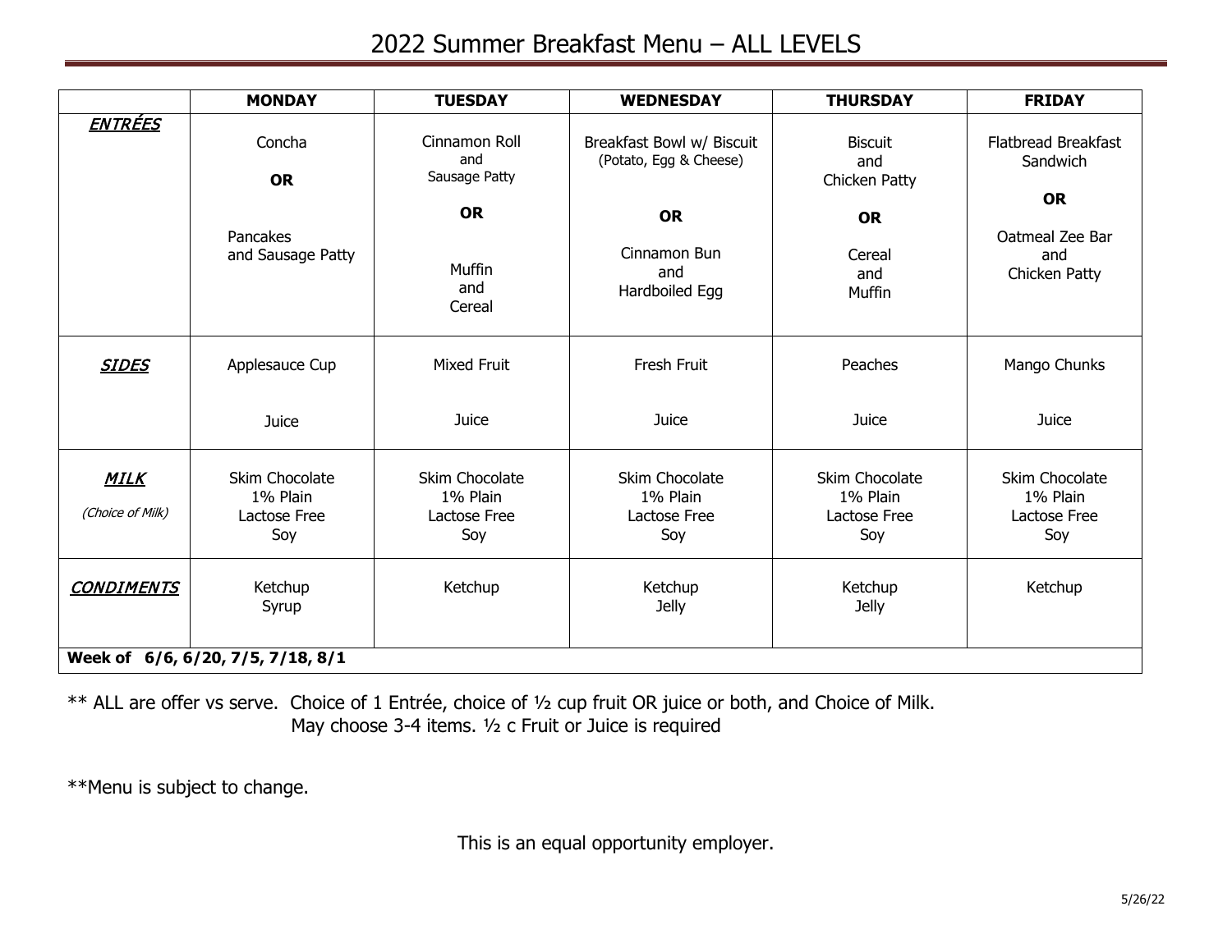# 2022 Summer Breakfast Menu – ALL LEVELS

| | MONDAY | TUESDAY | WEDNESDAY | THURSDAY | FRIDAY |
|---|---|---|---|---|---|
| ***ENTRÉES*** | Concha<br><br>**OR**<br><br>Pancakes and Sausage Patty | Cinnamon Roll and Sausage Patty<br><br>**OR**<br><br>Muffin and Cereal | Breakfast Bowl w/ Biscuit (Potato, Egg & Cheese)<br><br>**OR**<br><br>Cinnamon Bun and Hardboiled Egg | Biscuit and Chicken Patty<br><br>**OR**<br><br>Cereal and Muffin | Flatbread Breakfast Sandwich<br><br>**OR**<br><br>Oatmeal Zee Bar and Chicken Patty |
| ***SIDES*** | Applesauce Cup<br><br>Juice | Mixed Fruit<br><br>Juice | Fresh Fruit<br><br>Juice | Peaches<br><br>Juice | Mango Chunks<br><br>Juice |
| ***MILK***<br>*(Choice of Milk)* | Skim Chocolate<br>1% Plain<br>Lactose Free<br>Soy | Skim Chocolate<br>1% Plain<br>Lactose Free<br>Soy | Skim Chocolate<br>1% Plain<br>Lactose Free<br>Soy | Skim Chocolate<br>1% Plain<br>Lactose Free<br>Soy | Skim Chocolate<br>1% Plain<br>Lactose Free<br>Soy |
| ***CONDIMENTS*** | Ketchup<br>Syrup | Ketchup | Ketchup<br>Jelly | Ketchup<br>Jelly | Ketchup |
| **Week of 6/6, 6/20, 7/5, 7/18, 8/1** | | | | | |

** ALL are offer vs serve. Choice of 1 Entrée, choice of ½ cup fruit OR juice or both, and Choice of Milk. May choose 3-4 items. ½ c Fruit or Juice is required

**Menu is subject to change.

This is an equal opportunity employer.

5/26/22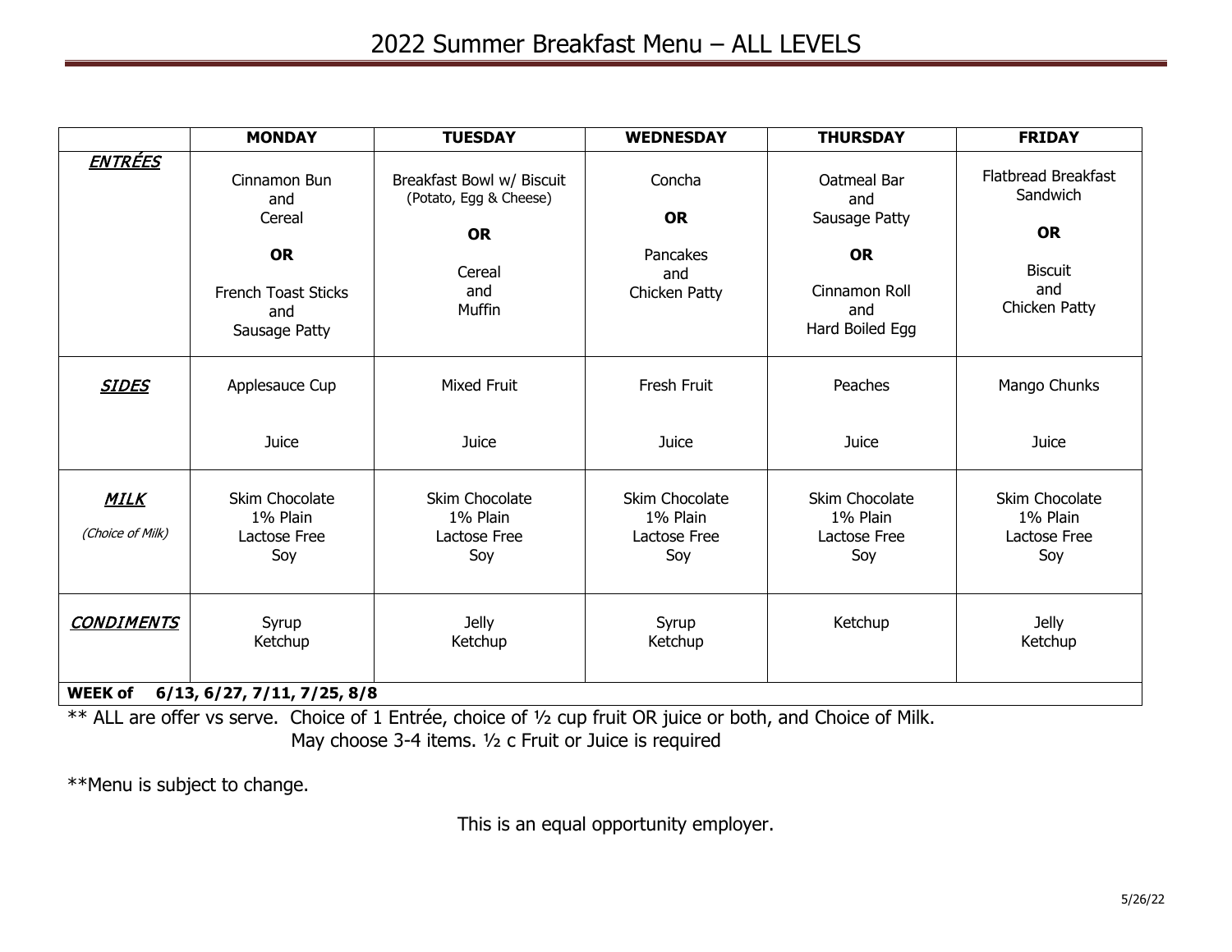# 2022 Summer Breakfast Menu – ALL LEVELS

| | MONDAY | TUESDAY | WEDNESDAY | THURSDAY | FRIDAY |
|---|---|---|---|---|---|
| ***ENTRÉES*** | Cinnamon Bun and Cereal **OR** French Toast Sticks and Sausage Patty | Breakfast Bowl w/ Biscuit (Potato, Egg & Cheese) **OR** Cereal and Muffin | Concha **OR** Pancakes and Chicken Patty | Oatmeal Bar and Sausage Patty **OR** Cinnamon Roll and Hard Boiled Egg | Flatbread Breakfast Sandwich **OR** Biscuit and Chicken Patty |
| ***SIDES*** | Applesauce Cup<br>Juice | Mixed Fruit<br>Juice | Fresh Fruit<br>Juice | Peaches<br>Juice | Mango Chunks<br>Juice |
| ***MILK*** *(Choice of Milk)* | Skim Chocolate<br>1% Plain<br>Lactose Free<br>Soy | Skim Chocolate<br>1% Plain<br>Lactose Free<br>Soy | Skim Chocolate<br>1% Plain<br>Lactose Free<br>Soy | Skim Chocolate<br>1% Plain<br>Lactose Free<br>Soy | Skim Chocolate<br>1% Plain<br>Lactose Free<br>Soy |
| ***CONDIMENTS*** | Syrup<br>Ketchup | Jelly<br>Ketchup | Syrup<br>Ketchup | Ketchup | Jelly<br>Ketchup |
| **WEEK of 6/13, 6/27, 7/11, 7/25, 8/8** | | | | | |

** ALL are offer vs serve. Choice of 1 Entrée, choice of ½ cup fruit OR juice or both, and Choice of Milk. May choose 3-4 items. ½ c Fruit or Juice is required

**Menu is subject to change.

This is an equal opportunity employer.

5/26/22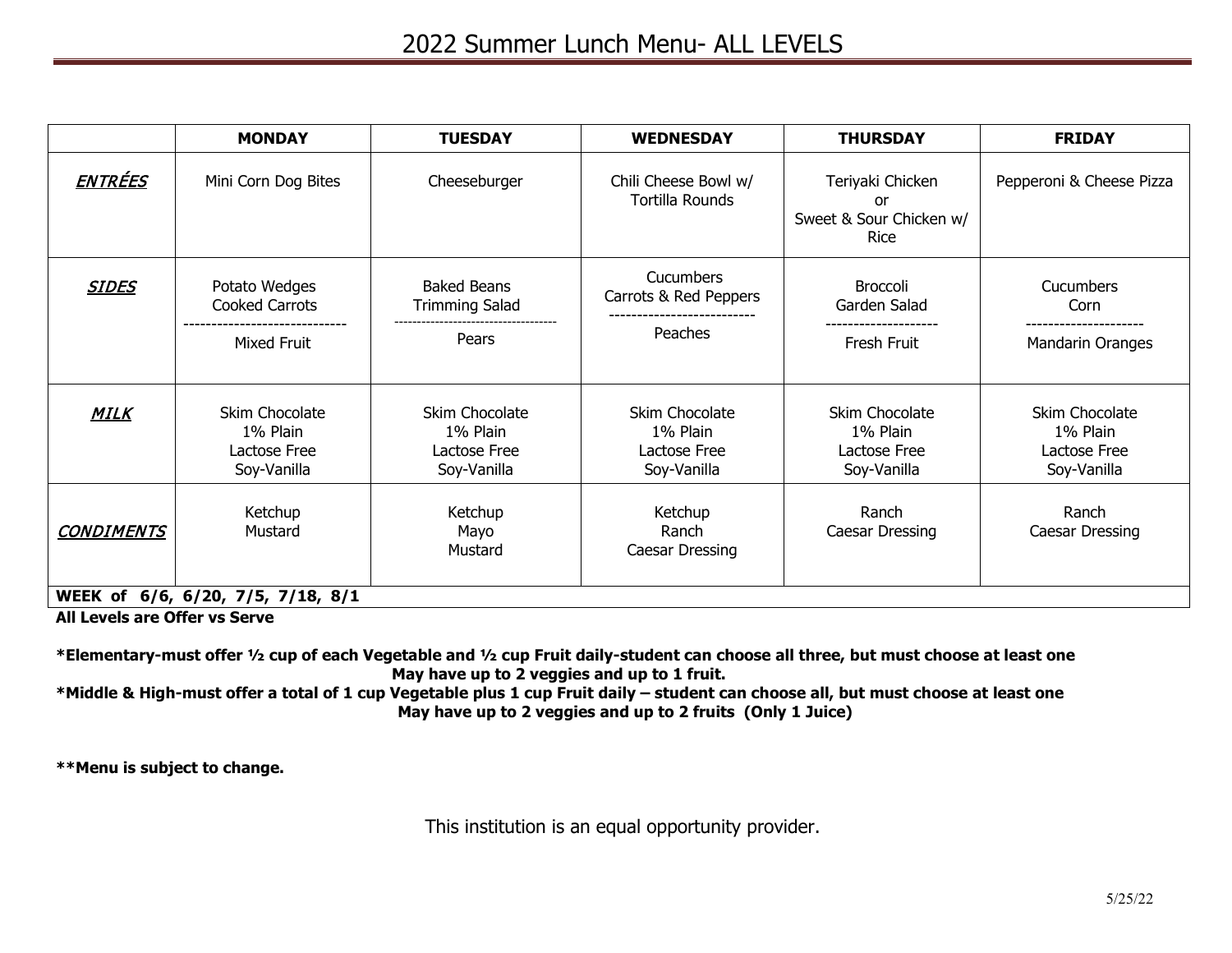# 2022 Summer Lunch Menu- ALL LEVELS

| | MONDAY | TUESDAY | WEDNESDAY | THURSDAY | FRIDAY |
|---|---|---|---|---|---|
| ***ENTRÉES*** | Mini Corn Dog Bites | Cheeseburger | Chili Cheese Bowl w/ Tortilla Rounds | Teriyaki Chicken or Sweet & Sour Chicken w/ Rice | Pepperoni & Cheese Pizza |
| ***SIDES*** | Potato Wedges<br>Cooked Carrots<br>-----------------------------<br>Mixed Fruit | Baked Beans<br>Trimming Salad<br>-----------------------------------<br>Pears | Cucumbers<br>Carrots & Red Peppers<br>--------------------------<br>Peaches | Broccoli<br>Garden Salad<br>-------------------<br>Fresh Fruit | Cucumbers<br>Corn<br>--------------------<br>Mandarin Oranges |
| ***MILK*** | Skim Chocolate<br>1% Plain<br>Lactose Free<br>Soy-Vanilla | Skim Chocolate<br>1% Plain<br>Lactose Free<br>Soy-Vanilla | Skim Chocolate<br>1% Plain<br>Lactose Free<br>Soy-Vanilla | Skim Chocolate<br>1% Plain<br>Lactose Free<br>Soy-Vanilla | Skim Chocolate<br>1% Plain<br>Lactose Free<br>Soy-Vanilla |
| ***CONDIMENTS*** | Ketchup<br>Mustard | Ketchup<br>Mayo<br>Mustard | Ketchup<br>Ranch<br>Caesar Dressing | Ranch<br>Caesar Dressing | Ranch<br>Caesar Dressing |
| **WEEK of 6/6, 6/20, 7/5, 7/18, 8/1** | | | | | |

**All Levels are Offer vs Serve**

**\*Elementary-must offer ½ cup of each Vegetable and ½ cup Fruit daily-student can choose all three, but must choose at least one May have up to 2 veggies and up to 1 fruit.**

**\*Middle & High-must offer a total of 1 cup Vegetable plus 1 cup Fruit daily – student can choose all, but must choose at least one May have up to 2 veggies and up to 2 fruits (Only 1 Juice)**

**\*\*Menu is subject to change.**

This institution is an equal opportunity provider.

5/25/22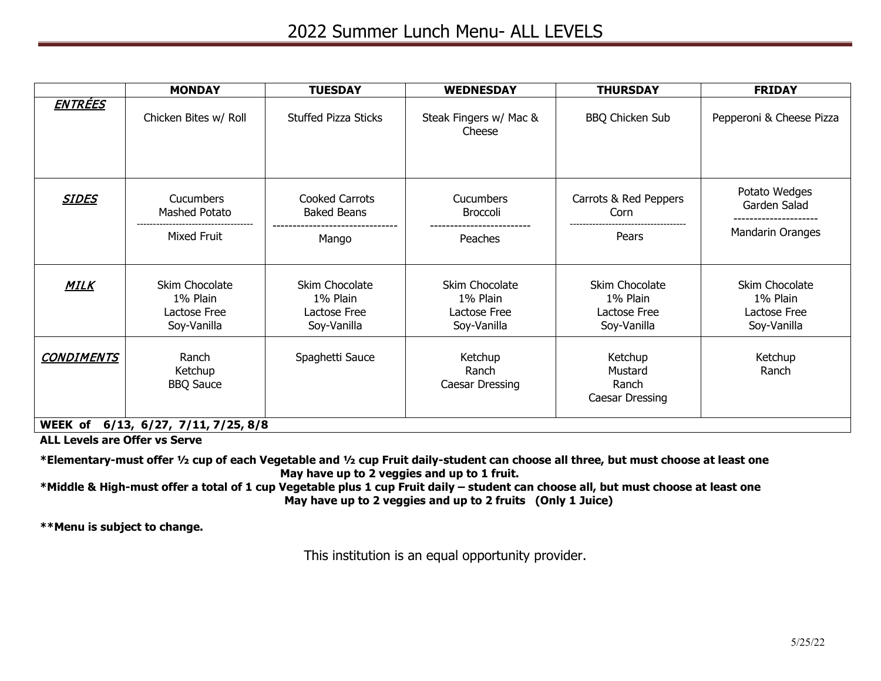# 2022 Summer Lunch Menu- ALL LEVELS

| | MONDAY | TUESDAY | WEDNESDAY | THURSDAY | FRIDAY |
|---|---|---|---|---|---|
| *ENTRÉES* | Chicken Bites w/ Roll | Stuffed Pizza Sticks | Steak Fingers w/ Mac & Cheese | BBQ Chicken Sub | Pepperoni & Cheese Pizza |
| *SIDES* | Cucumbers<br>Mashed Potato<br>------------------------------------<br>Mixed Fruit | Cooked Carrots<br>Baked Beans<br>------------------------------<br>Mango | Cucumbers<br>Broccoli<br>------------------------<br>Peaches | Carrots & Red Peppers<br>Corn<br>------------------------------------<br>Pears | Potato Wedges<br>Garden Salad<br>--------------------<br>Mandarin Oranges |
| *MILK* | Skim Chocolate<br>1% Plain<br>Lactose Free<br>Soy-Vanilla | Skim Chocolate<br>1% Plain<br>Lactose Free<br>Soy-Vanilla | Skim Chocolate<br>1% Plain<br>Lactose Free<br>Soy-Vanilla | Skim Chocolate<br>1% Plain<br>Lactose Free<br>Soy-Vanilla | Skim Chocolate<br>1% Plain<br>Lactose Free<br>Soy-Vanilla |
| *CONDIMENTS* | Ranch<br>Ketchup<br>BBQ Sauce | Spaghetti Sauce | Ketchup<br>Ranch<br>Caesar Dressing | Ketchup<br>Mustard<br>Ranch<br>Caesar Dressing | Ketchup<br>Ranch |
| **WEEK of 6/13, 6/27, 7/11, 7/25, 8/8** | | | | | |

**ALL Levels are Offer vs Serve**

**\*Elementary-must offer ½ cup of each Vegetable and ½ cup Fruit daily-student can choose all three, but must choose at least one May have up to 2 veggies and up to 1 fruit.**

**\*Middle & High-must offer a total of 1 cup Vegetable plus 1 cup Fruit daily – student can choose all, but must choose at least one May have up to 2 veggies and up to 2 fruits (Only 1 Juice)**

**\*\*Menu is subject to change.**

This institution is an equal opportunity provider.

5/25/22